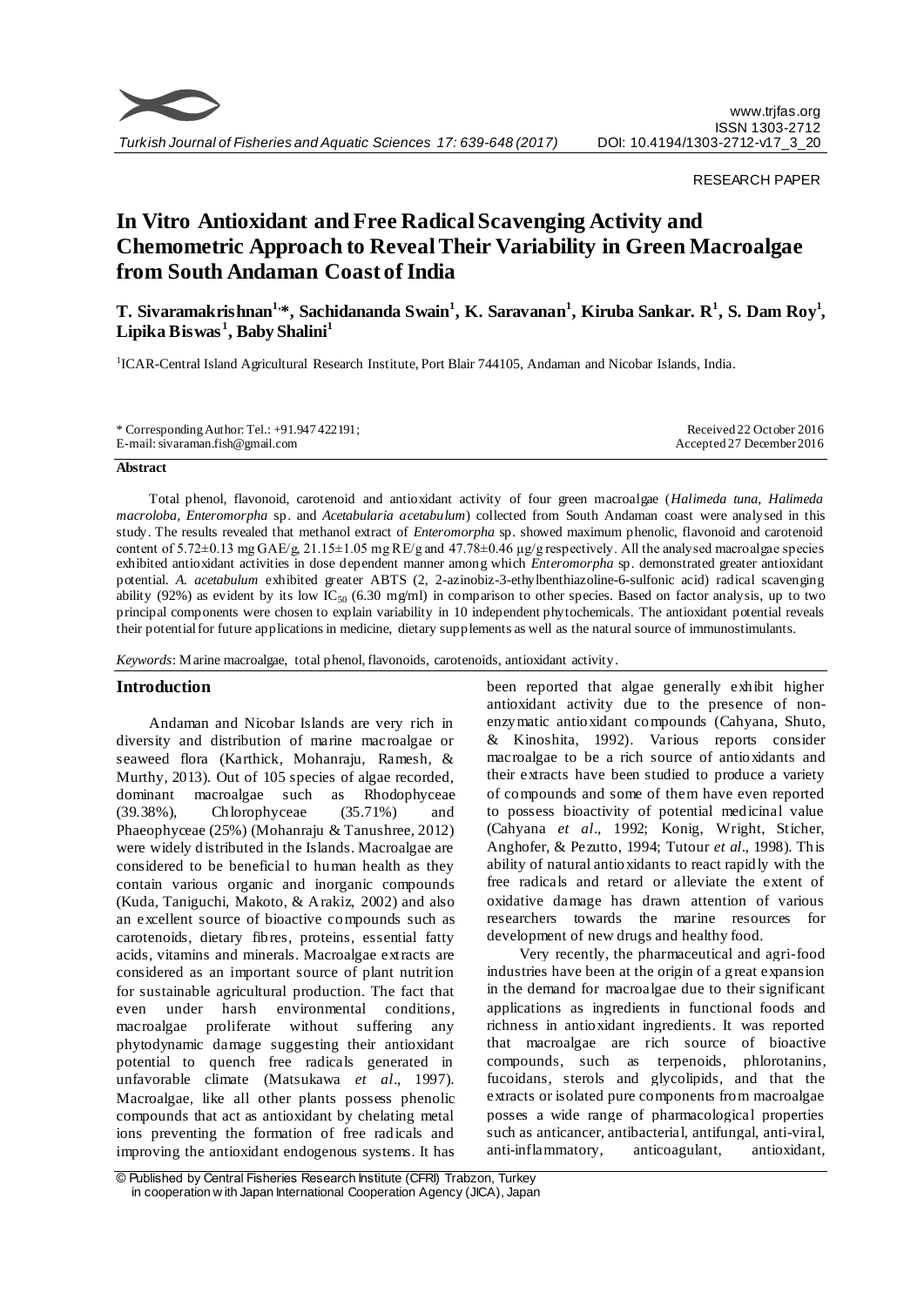RESEARCH PAPER

# In Vitro Antioxidant and Free Radical Scavenging Activity and Chemometric Approach to Reveal Their Variability in Green Macroalgae from South Andaman Coast of India

**T. Sivaramakrishnan[1,]*, Sachidananda Swain[1], K. Saravanan[1], Kiruba Sankar. R[1], S. Dam Roy[1], Lipika Biswas[1], Baby Shalini[1]**

[1]ICAR-Central Island Agricultural Research Institute, Port Blair 744105, Andaman and Nicobar Islands, India.

\* Corresponding Author: Tel.: +91.947 422191;
E-mail: sivaraman.fish@gmail.com

Received 22 October 2016
Accepted 27 December 2016

**Abstract**

Total phenol, flavonoid, carotenoid and antioxidant activity of four green macroalgae (*Halimeda tuna, Halimeda macroloba*, *Enteromorpha* sp. and *Acetabularia acetabulum*) collected from South Andaman coast were analysed in this study. The results revealed that methanol extract of *Enteromorpha* sp. showed maximum phenolic, flavonoid and carotenoid content of 5.72±0.13 mg GAE/g, 21.15±1.05 mg RE/g and 47.78±0.46 µg/g respectively. All the analysed macroalgae species exhibited antioxidant activities in dose dependent manner among which *Enteromorpha* sp. demonstrated greater antioxidant potential. *A. acetabulum* exhibited greater ABTS (2, 2-azinobiz-3-ethylbenthiazoline-6-sulfonic acid) radical scavenging ability (92%) as evident by its low $IC_{50}$ (6.30 mg/ml) in comparison to other species. Based on factor analysis, up to two principal components were chosen to explain variability in 10 independent phytochemicals. The antioxidant potential reveals their potential for future applications in medicine, dietary supplements as well as the natural source of immunostimulants.

*Keywords*: Marine macroalgae, total phenol, flavonoids, carotenoids, antioxidant activity.

## Introduction

Andaman and Nicobar Islands are very rich in diversity and distribution of marine macroalgae or seaweed flora (Karthick, Mohanraju, Ramesh, & Murthy, 2013). Out of 105 species of algae recorded, dominant macroalgae such as Rhodophyceae (39.38%), Chlorophyceae (35.71%) and Phaeophyceae (25%) (Mohanraju & Tanushree, 2012) were widely distributed in the Islands. Macroalgae are considered to be beneficial to human health as they contain various organic and inorganic compounds (Kuda, Taniguchi, Makoto, & Arakiz, 2002) and also an excellent source of bioactive compounds such as carotenoids, dietary fibres, proteins, essential fatty acids, vitamins and minerals. Macroalgae extracts are considered as an important source of plant nutrition for sustainable agricultural production. The fact that even under harsh environmental conditions, macroalgae proliferate without suffering any phytodynamic damage suggesting their antioxidant potential to quench free radicals generated in unfavorable climate (Matsukawa *et al*., 1997). Macroalgae, like all other plants possess phenolic compounds that act as antioxidant by chelating metal ions preventing the formation of free radicals and improving the antioxidant endogenous systems. It has been reported that algae generally exhibit higher antioxidant activity due to the presence of non-enzymatic antioxidant compounds (Cahyana, Shuto, & Kinoshita, 1992). Various reports consider macroalgae to be a rich source of antioxidants and their extracts have been studied to produce a variety of compounds and some of them have even reported to possess bioactivity of potential medicinal value (Cahyana *et al*., 1992; Konig, Wright, Sticher, Anghofer, & Pezutto, 1994; Tutour *et al*., 1998). This ability of natural antioxidants to react rapidly with the free radicals and retard or alleviate the extent of oxidative damage has drawn attention of various researchers towards the marine resources for development of new drugs and healthy food.

Very recently, the pharmaceutical and agri-food industries have been at the origin of a great expansion in the demand for macroalgae due to their significant applications as ingredients in functional foods and richness in antioxidant ingredients. It was reported that macroalgae are rich source of bioactive compounds, such as terpenoids, phlorotanins, fucoidans, sterols and glycolipids, and that the extracts or isolated pure components from macroalgae posses a wide range of pharmacological properties such as anticancer, antibacterial, antifungal, anti-viral, anti-inflammatory, anticoagulant, antioxidant,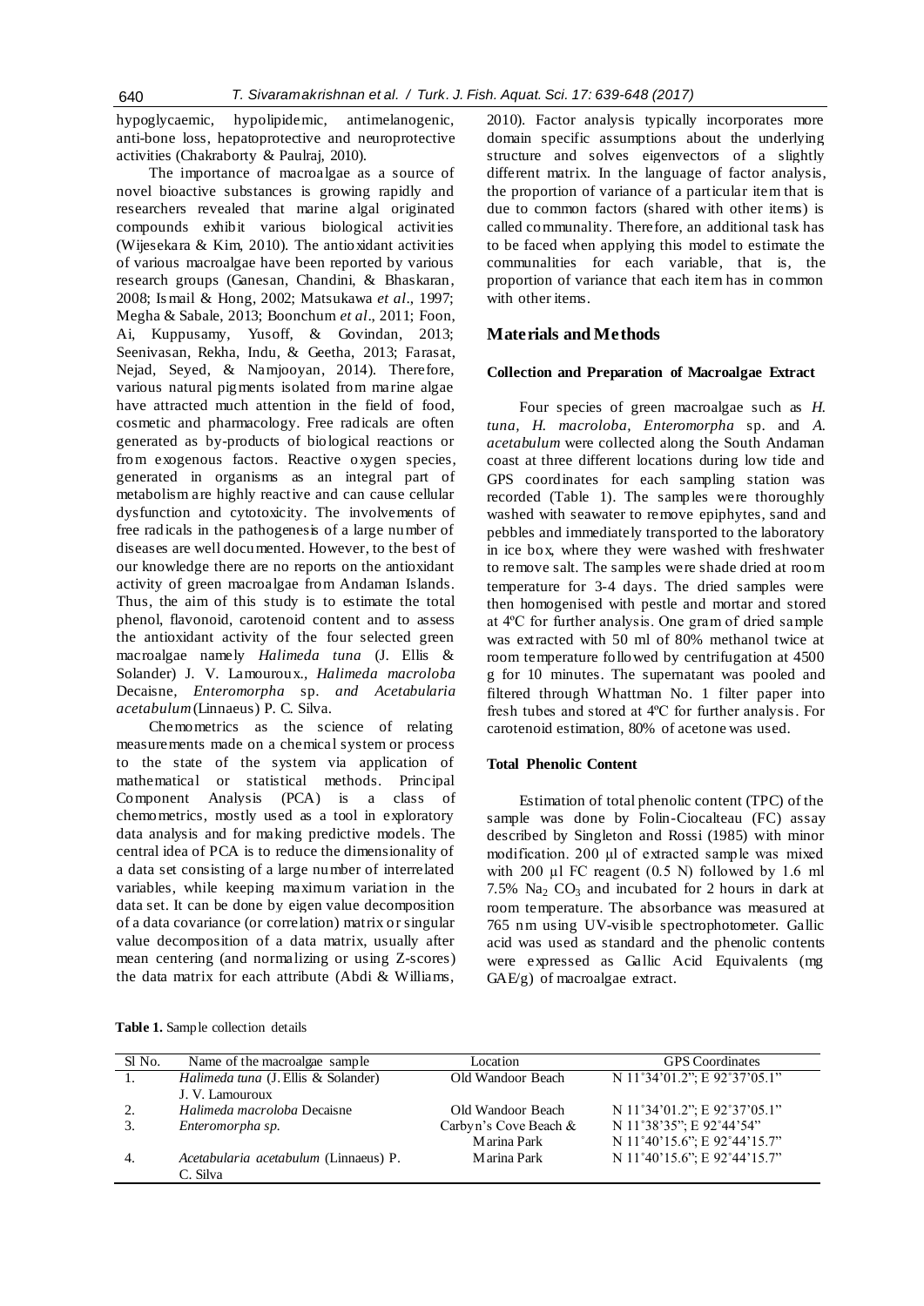hypoglycaemic, hypolipidemic, antimelanogenic, anti-bone loss, hepatoprotective and neuroprotective activities (Chakraborty & Paulraj, 2010).

The importance of macroalgae as a source of novel bioactive substances is growing rapidly and researchers revealed that marine algal originated compounds exhibit various biological activities (Wijesekara & Kim, 2010). The antioxidant activities of various macroalgae have been reported by various research groups (Ganesan, Chandini, & Bhaskaran, 2008; Ismail & Hong, 2002; Matsukawa *et al*., 1997; Megha & Sabale, 2013; Boonchum *et al*., 2011; Foon, Ai, Kuppusamy, Yusoff, & Govindan, 2013; Seenivasan, Rekha, Indu, & Geetha, 2013; Farasat, Nejad, Seyed, & Namjooyan, 2014). Therefore, various natural pigments isolated from marine algae have attracted much attention in the field of food, cosmetic and pharmacology. Free radicals are often generated as by-products of biological reactions or from exogenous factors. Reactive oxygen species, generated in organisms as an integral part of metabolism are highly reactive and can cause cellular dysfunction and cytotoxicity. The involvements of free radicals in the pathogenesis of a large number of diseases are well documented. However, to the best of our knowledge there are no reports on the antioxidant activity of green macroalgae from Andaman Islands. Thus, the aim of this study is to estimate the total phenol, flavonoid, carotenoid content and to assess the antioxidant activity of the four selected green macroalgae namely *Halimeda tuna* (J. Ellis & Solander) J. V. Lamouroux., *Halimeda macroloba* Decaisne, *Enteromorpha* sp. *and Acetabularia acetabulum* (Linnaeus) P. C. Silva.

Chemometrics as the science of relating measurements made on a chemical system or process to the state of the system via application of mathematical or statistical methods. Principal Component Analysis (PCA) is a class of chemometrics, mostly used as a tool in exploratory data analysis and for making predictive models. The central idea of PCA is to reduce the dimensionality of a data set consisting of a large number of interrelated variables, while keeping maximum variation in the data set. It can be done by eigen value decomposition of a data covariance (or correlation) matrix or singular value decomposition of a data matrix, usually after mean centering (and normalizing or using Z-scores) the data matrix for each attribute (Abdi & Williams, 2010). Factor analysis typically incorporates more domain specific assumptions about the underlying structure and solves eigenvectors of a slightly different matrix. In the language of factor analysis, the proportion of variance of a particular item that is due to common factors (shared with other items) is called communality. Therefore, an additional task has to be faced when applying this model to estimate the communalities for each variable, that is, the proportion of variance that each item has in common with other items.

## Materials and Methods

### Collection and Preparation of Macroalgae Extract

Four species of green macroalgae such as *H. tuna, H. macroloba, Enteromorpha* sp. and *A. acetabulum* were collected along the South Andaman coast at three different locations during low tide and GPS coordinates for each sampling station was recorded (Table 1). The samples were thoroughly washed with seawater to remove epiphytes, sand and pebbles and immediately transported to the laboratory in ice box, where they were washed with freshwater to remove salt. The samples were shade dried at room temperature for 3-4 days. The dried samples were then homogenised with pestle and mortar and stored at 4ºC for further analysis. One gram of dried sample was extracted with 50 ml of 80% methanol twice at room temperature followed by centrifugation at 4500 g for 10 minutes. The supernatant was pooled and filtered through Whattman No. 1 filter paper into fresh tubes and stored at 4ºC for further analysis. For carotenoid estimation, 80% of acetone was used.

### Total Phenolic Content

Estimation of total phenolic content (TPC) of the sample was done by Folin-Ciocalteau (FC) assay described by Singleton and Rossi (1985) with minor modification. 200 µl of extracted sample was mixed with 200 µl FC reagent (0.5 N) followed by 1.6 ml 7.5% $Na_2CO_3$ and incubated for 2 hours in dark at room temperature. The absorbance was measured at 765 nm using UV-visible spectrophotometer. Gallic acid was used as standard and the phenolic contents were expressed as Gallic Acid Equivalents (mg GAE/g) of macroalgae extract.

**Table 1.** Sample collection details

| Sl No. | Name of the macroalgae sample | Location | GPS Coordinates |
|---|---|---|---|
| 1. | *Halimeda tuna* (J. Ellis & Solander) J. V. Lamouroux | Old Wandoor Beach | N 11˚34'01.2"; E 92˚37'05.1" |
| 2. | *Halimeda macroloba* Decaisne | Old Wandoor Beach | N 11˚34'01.2"; E 92˚37'05.1" |
| 3. | *Enteromorpha sp.* | Carbyn's Cove Beach & Marina Park | N 11˚38'35"; E 92˚44'54"<br>N 11˚40'15.6"; E 92˚44'15.7" |
| 4. | *Acetabularia acetabulum* (Linnaeus) P. C. Silva | Marina Park | N 11˚40'15.6"; E 92˚44'15.7" |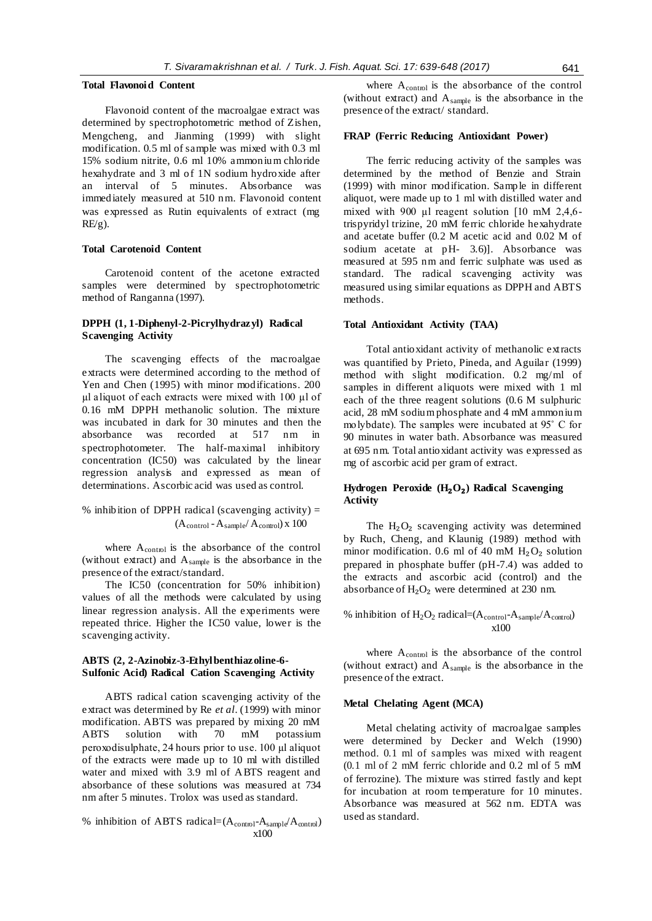### Total Flavonoid Content

Flavonoid content of the macroalgae extract was determined by spectrophotometric method of Zishen, Mengcheng, and Jianming (1999) with slight modification. 0.5 ml of sample was mixed with 0.3 ml 15% sodium nitrite, 0.6 ml 10% ammonium chloride hexahydrate and 3 ml of 1N sodium hydroxide after an interval of 5 minutes. Absorbance was immediately measured at 510 nm. Flavonoid content was expressed as Rutin equivalents of extract (mg RE/g).

### Total Carotenoid Content

Carotenoid content of the acetone extracted samples were determined by spectrophotometric method of Ranganna (1997).

### DPPH (1, 1-Diphenyl-2-Picrylhydrazyl) Radical Scavenging Activity

The scavenging effects of the macroalgae extracts were determined according to the method of Yen and Chen (1995) with minor modifications. 200 µl aliquot of each extracts were mixed with 100 µl of 0.16 mM DPPH methanolic solution. The mixture was incubated in dark for 30 minutes and then the absorbance was recorded at 517 nm in spectrophotometer. The half-maximal inhibitory concentration (IC50) was calculated by the linear regression analysis and expressed as mean of determinations. Ascorbic acid was used as control.

% inhibition of DPPH radical (scavenging activity) = $(A_{control} - A_{sample}/ A_{control}) \times 100$

where $A_{control}$ is the absorbance of the control (without extract) and $A_{sample}$ is the absorbance in the presence of the extract/standard.

The IC50 (concentration for 50% inhibition) values of all the methods were calculated by using linear regression analysis. All the experiments were repeated thrice. Higher the IC50 value, lower is the scavenging activity.

### ABTS (2, 2-Azinobiz-3-Ethylbenthiazoline-6-Sulfonic Acid) Radical Cation Scavenging Activity

ABTS radical cation scavenging activity of the extract was determined by Re *et al*. (1999) with minor modification. ABTS was prepared by mixing 20 mM ABTS solution with 70 mM potassium peroxodisulphate, 24 hours prior to use. 100 µl aliquot of the extracts were made up to 10 ml with distilled water and mixed with 3.9 ml of ABTS reagent and absorbance of these solutions was measured at 734 nm after 5 minutes. Trolox was used as standard.

% inhibition of ABTS radical=$(A_{control}-A_{sample}/A_{control}) \times 100$

where $A_{control}$ is the absorbance of the control (without extract) and $A_{sample}$ is the absorbance in the presence of the extract/ standard.

### FRAP (Ferric Reducing Antioxidant Power)

The ferric reducing activity of the samples was determined by the method of Benzie and Strain (1999) with minor modification. Sample in different aliquot, were made up to 1 ml with distilled water and mixed with 900 µl reagent solution [10 mM 2,4,6-trispyridyl trizine, 20 mM ferric chloride hexahydrate and acetate buffer (0.2 M acetic acid and 0.02 M of sodium acetate at pH- 3.6)]. Absorbance was measured at 595 nm and ferric sulphate was used as standard. The radical scavenging activity was measured using similar equations as DPPH and ABTS methods.

### Total Antioxidant Activity (TAA)

Total antioxidant activity of methanolic extracts was quantified by Prieto, Pineda, and Aguilar (1999) method with slight modification. 0.2 mg/ml of samples in different aliquots were mixed with 1 ml each of the three reagent solutions (0.6 M sulphuric acid, 28 mM sodium phosphate and 4 mM ammonium molybdate). The samples were incubated at 95° C for 90 minutes in water bath. Absorbance was measured at 695 nm. Total antioxidant activity was expressed as mg of ascorbic acid per gram of extract.

### Hydrogen Peroxide ($H_2O_2$) Radical Scavenging Activity

The $H_2O_2$ scavenging activity was determined by Ruch, Cheng, and Klaunig (1989) method with minor modification. 0.6 ml of 40 mM $H_2O_2$ solution prepared in phosphate buffer (pH-7.4) was added to the extracts and ascorbic acid (control) and the absorbance of $H_2O_2$ were determined at 230 nm.

% inhibition of $H_2O_2$ radical=$(A_{control}-A_{sample}/A_{control}) \times 100$

where $A_{control}$ is the absorbance of the control (without extract) and $A_{sample}$ is the absorbance in the presence of the extract.

### Metal Chelating Agent (MCA)

Metal chelating activity of macroalgae samples were determined by Decker and Welch (1990) method. 0.1 ml of samples was mixed with reagent (0.1 ml of 2 mM ferric chloride and 0.2 ml of 5 mM of ferrozine). The mixture was stirred fastly and kept for incubation at room temperature for 10 minutes. Absorbance was measured at 562 nm. EDTA was used as standard.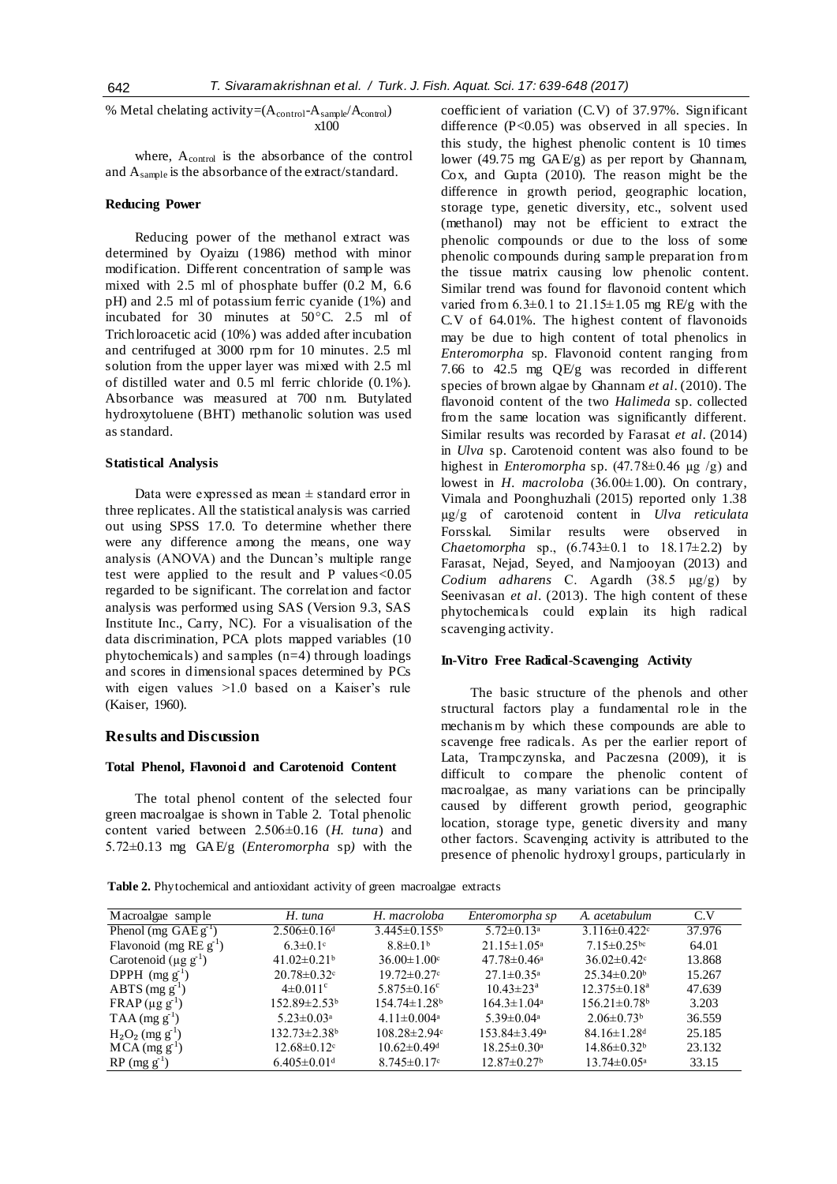$$\% \text{ Metal chelating activity} = (A_{control} - A_{sample} / A_{control}) \times 100$$

where, $A_{control}$ is the absorbance of the control and $A_{sample}$ is the absorbance of the extract/standard.

### Reducing Power

Reducing power of the methanol extract was determined by Oyaizu (1986) method with minor modification. Different concentration of sample was mixed with 2.5 ml of phosphate buffer (0.2 M, 6.6 pH) and 2.5 ml of potassium ferric cyanide (1%) and incubated for 30 minutes at 50°C. 2.5 ml of Trichloroacetic acid (10%) was added after incubation and centrifuged at 3000 rpm for 10 minutes. 2.5 ml solution from the upper layer was mixed with 2.5 ml of distilled water and 0.5 ml ferric chloride (0.1%). Absorbance was measured at 700 nm. Butylated hydroxytoluene (BHT) methanolic solution was used as standard.

### Statistical Analysis

Data were expressed as mean ± standard error in three replicates. All the statistical analysis was carried out using SPSS 17.0. To determine whether there were any difference among the means, one way analysis (ANOVA) and the Duncan's multiple range test were applied to the result and P values<0.05 regarded to be significant. The correlation and factor analysis was performed using SAS (Version 9.3, SAS Institute Inc., Carry, NC). For a visualisation of the data discrimination, PCA plots mapped variables (10 phytochemicals) and samples (n=4) through loadings and scores in dimensional spaces determined by PCs with eigen values >1.0 based on a Kaiser's rule (Kaiser, 1960).

## Results and Discussion

### Total Phenol, Flavonoid and Carotenoid Content

The total phenol content of the selected four green macroalgae is shown in Table 2. Total phenolic content varied between 2.506±0.16 (*H. tuna*) and 5.72±0.13 mg GAE/g (*Enteromorpha* sp*)* with the coefficient of variation (C.V) of 37.97%. Significant difference (P<0.05) was observed in all species. In this study, the highest phenolic content is 10 times lower (49.75 mg GAE/g) as per report by Ghannam, Cox, and Gupta (2010). The reason might be the difference in growth period, geographic location, storage type, genetic diversity, etc., solvent used (methanol) may not be efficient to extract the phenolic compounds or due to the loss of some phenolic compounds during sample preparation from the tissue matrix causing low phenolic content. Similar trend was found for flavonoid content which varied from 6.3±0.1 to 21.15±1.05 mg RE/g with the C.V of 64.01%. The highest content of flavonoids may be due to high content of total phenolics in *Enteromorpha* sp. Flavonoid content ranging from 7.66 to 42.5 mg QE/g was recorded in different species of brown algae by Ghannam *et al*. (2010). The flavonoid content of the two *Halimeda* sp. collected from the same location was significantly different. Similar results was recorded by Farasat *et al*. (2014) in *Ulva* sp. Carotenoid content was also found to be highest in *Enteromorpha* sp. (47.78±0.46 µg /g) and lowest in *H. macroloba* (36.00±1.00). On contrary, Vimala and Poonghuzhali (2015) reported only 1.38 µg/g of carotenoid content in *Ulva reticulata* Forsskal. Similar results were observed in *Chaetomorpha* sp., (6.743±0.1 to 18.17±2.2) by Farasat, Nejad, Seyed, and Namjooyan (2013) and *Codium adharens* C. Agardh (38.5 µg/g) by Seenivasan *et al*. (2013). The high content of these phytochemicals could explain its high radical scavenging activity.

### In-Vitro Free Radical-Scavenging Activity

The basic structure of the phenols and other structural factors play a fundamental role in the mechanism by which these compounds are able to scavenge free radicals. As per the earlier report of Lata, Trampczynska, and Paczesna (2009), it is difficult to compare the phenolic content of macroalgae, as many variations can be principally caused by different growth period, geographic location, storage type, genetic diversity and many other factors. Scavenging activity is attributed to the presence of phenolic hydroxyl groups, particularly in

**Table 2.** Phytochemical and antioxidant activity of green macroalgae extracts

| Macroalgae sample | *H. tuna* | *H. macroloba* | *Enteromorpha sp* | *A. acetabulum* | C.V |
|---|---|---|---|---|---|
| Phenol (mg GAE $g^{-1}$) | 2.506±0.16[d] | 3.445±0.155[b] | 5.72±0.13[a] | 3.116±0.422[c] | 37.976 |
| Flavonoid (mg RE $g^{-1}$) | 6.3±0.1[c] | 8.8±0.1[b] | 21.15±1.05[a] | 7.15±0.25[bc] | 64.01 |
| Carotenoid (µg $g^{-1}$) | 41.02±0.21[b] | 36.00±1.00[c] | 47.78±0.46[a] | 36.02±0.42[c] | 13.868 |
| DPPH (mg $g^{-1}$) | 20.78±0.32[c] | 19.72±0.27[c] | 27.1±0.35[a] | 25.34±0.20[b] | 15.267 |
| ABTS (mg $g^{-1}$) | 4±0.011[c] | 5.875±0.16[C] | 10.43±23[a] | 12.375±0.18[a] | 47.639 |
| FRAP (µg $g^{-1}$) | 152.89±2.53[b] | 154.74±1.28[b] | 164.3±1.04[a] | 156.21±0.78[b] | 3.203 |
| TAA (mg $g^{-1}$) | 5.23±0.03[a] | 4.11±0.004[a] | 5.39±0.04[a] | 2.06±0.73[b] | 36.559 |
| $H_2O_2$ (mg $g^{-1}$) | 132.73±2.38[b] | 108.28±2.94[c] | 153.84±3.49[a] | 84.16±1.28[d] | 25.185 |
| MCA (mg $g^{-1}$) | 12.68±0.12[c] | 10.62±0.49[d] | 18.25±0.30[a] | 14.86±0.32[b] | 23.132 |
| RP (mg $g^{-1}$) | 6.405±0.01[d] | 8.745±0.17[c] | 12.87±0.27[b] | 13.74±0.05[a] | 33.15 |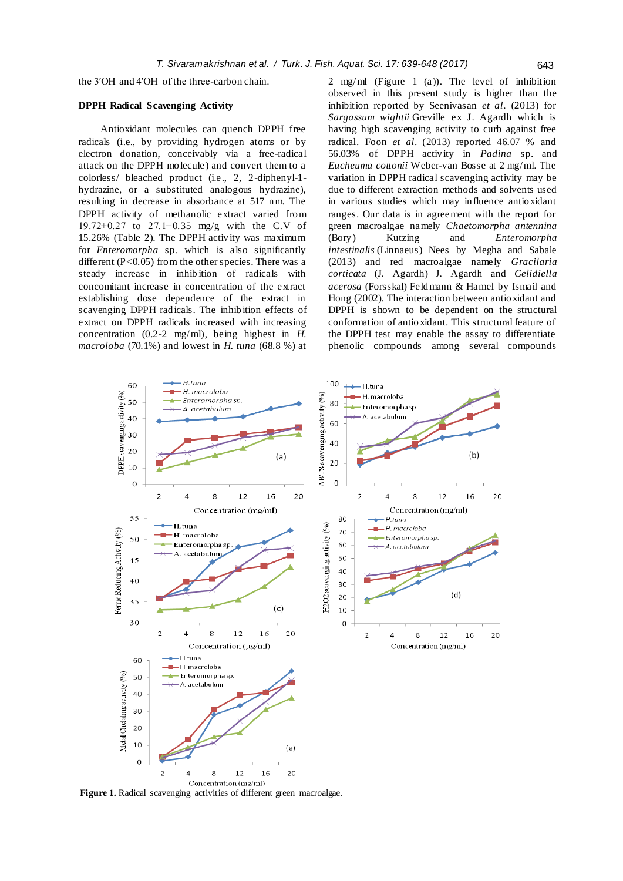the 3′OH and 4′OH of the three-carbon chain.

### DPPH Radical Scavenging Activity

Antioxidant molecules can quench DPPH free radicals (i.e., by providing hydrogen atoms or by electron donation, conceivably via a free-radical attack on the DPPH molecule) and convert them to a colorless/ bleached product (i.e., 2, 2-diphenyl-1-hydrazine, or a substituted analogous hydrazine), resulting in decrease in absorbance at 517 nm. The DPPH activity of methanolic extract varied from 19.72±0.27 to 27.1±0.35 mg/g with the C.V of 15.26% (Table 2). The DPPH activity was maximum for *Enteromorpha* sp. which is also significantly different ($P<0.05$) from the other species. There was a steady increase in inhibition of radicals with concomitant increase in concentration of the extract establishing dose dependence of the extract in scavenging DPPH radicals. The inhibition effects of extract on DPPH radicals increased with increasing concentration (0.2-2 mg/ml), being highest in *H. macroloba* (70.1%) and lowest in *H. tuna* (68.8 %) at 2 mg/ml (Figure 1 (a)). The level of inhibition observed in this present study is higher than the inhibition reported by Seenivasan *et al*. (2013) for *Sargassum wightii* Greville ex J. Agardh which is having high scavenging activity to curb against free radical. Foon *et al*. (2013) reported 46.07 % and 56.03% of DPPH activity in *Padina* sp. and *Eucheuma cottonii* Weber-van Bosse at 2 mg/ml. The variation in DPPH radical scavenging activity may be due to different extraction methods and solvents used in various studies which may influence antioxidant ranges. Our data is in agreement with the report for green macroalgae namely *Chaetomorpha antennina* (Bory) Kutzing and *Enteromorpha intestinalis* (Linnaeus) Nees by Megha and Sabale (2013) and red macroalgae namely *Gracilaria corticata* (J. Agardh) J. Agardh and *Gelidiella acerosa* (Forsskal) Feldmann & Hamel by Ismail and Hong (2002). The interaction between antioxidant and DPPH is shown to be dependent on the structural conformation of antioxidant. This structural feature of the DPPH test may enable the assay to differentiate phenolic compounds among several compounds

**Figure 1.** Radical scavenging activities of different green macroalgae.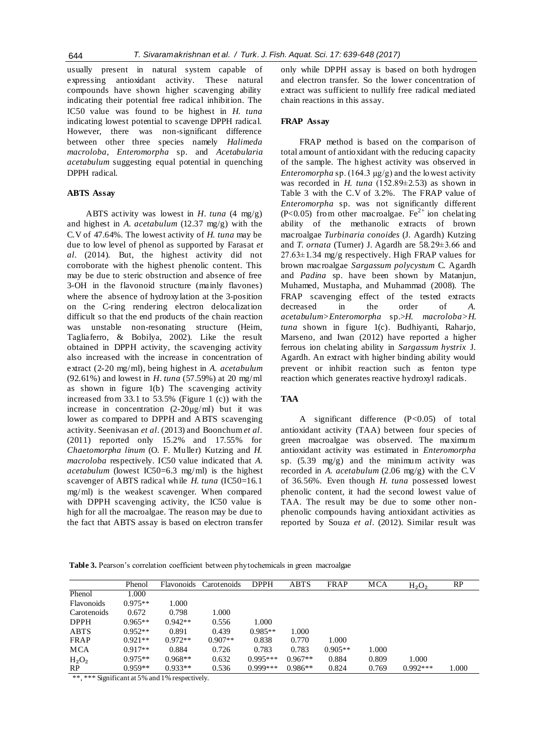usually present in natural system capable of expressing antioxidant activity. These natural compounds have shown higher scavenging ability indicating their potential free radical inhibition. The IC50 value was found to be highest in *H. tuna* indicating lowest potential to scavenge DPPH radical. However, there was non-significant difference between other three species namely *Halimeda macroloba*, *Enteromorpha* sp. and *Acetabularia acetabulum* suggesting equal potential in quenching DPPH radical.

### ABTS Assay

ABTS activity was lowest in *H. tuna* (4 mg/g) and highest in *A. acetabulum* (12.37 mg/g) with the C.V of 47.64%. The lowest activity of *H. tuna* may be due to low level of phenol as supported by Farasat *et al*. (2014). But, the highest activity did not corroborate with the highest phenolic content. This may be due to steric obstruction and absence of free 3-OH in the flavonoid structure (mainly flavones) where the absence of hydroxylation at the 3-position on the C-ring rendering electron delocalization difficult so that the end products of the chain reaction was unstable non-resonating structure (Heim, Tagliaferro, & Bobilya, 2002). Like the result obtained in DPPH activity, the scavenging activity also increased with the increase in concentration of extract (2-20 mg/ml), being highest in *A. acetabulum* (92.61%) and lowest in *H. tuna* (57.59%) at 20 mg/ml as shown in figure 1(b) The scavenging activity increased from 33.1 to 53.5% (Figure 1 (c)) with the increase in concentration (2-20μg/ml) but it was lower as compared to DPPH and ABTS scavenging activity. Seenivasan *et al*. (2013) and Boonchum *et al*. (2011) reported only 15.2% and 17.55% for *Chaetomorpha linum* (O. F. Muller) Kutzing and *H. macroloba* respectively. IC50 value indicated that *A. acetabulum* (lowest IC50=6.3 mg/ml) is the highest scavenger of ABTS radical while *H. tuna* (IC50=16.1 mg/ml) is the weakest scavenger. When compared with DPPH scavenging activity, the IC50 value is high for all the macroalgae. The reason may be due to the fact that ABTS assay is based on electron transfer only while DPPH assay is based on both hydrogen and electron transfer. So the lower concentration of extract was sufficient to nullify free radical mediated chain reactions in this assay.

### FRAP Assay

FRAP method is based on the comparison of total amount of antioxidant with the reducing capacity of the sample. The highest activity was observed in *Enteromorpha* sp. (164.3 μg/g) and the lowest activity was recorded in *H. tuna* (152.89±2.53) as shown in Table 3 with the C.V of 3.2%. The FRAP value of *Enteromorpha* sp. was not significantly different ($P<0.05$) from other macroalgae. $Fe^{2+}$ ion chelating ability of the methanolic extracts of brown macroalgae *Turbinaria conoides* (J. Agardh) Kutzing and *T. ornata* (Turner) J. Agardh are 58.29±3.66 and 27.63±1.34 mg/g respectively. High FRAP values for brown macroalgae *Sargassum polycystum* C. Agardh and *Padina* sp. have been shown by Matanjun, Muhamed, Mustapha, and Muhammad (2008). The FRAP scavenging effect of the tested extracts decreased in the order of *A. acetabulum*>*Enteromorpha* sp.>*H. macroloba*>*H. tuna* shown in figure 1(c). Budhiyanti, Raharjo, Marseno, and Iwan (2012) have reported a higher ferrous ion chelating ability in *Sargassum hystrix* J. Agardh. An extract with higher binding ability would prevent or inhibit reaction such as fenton type reaction which generates reactive hydroxyl radicals.

### TAA

A significant difference ($P<0.05$) of total antioxidant activity (TAA) between four species of green macroalgae was observed. The maximum antioxidant activity was estimated in *Enteromorpha* sp. (5.39 mg/g) and the minimum activity was recorded in *A. acetabulum* (2.06 mg/g) with the C.V of 36.56%. Even though *H. tuna* possessed lowest phenolic content, it had the second lowest value of TAA. The result may be due to some other non-phenolic compounds having antioxidant activities as reported by Souza *et al*. (2012). Similar result was

**Table 3.** Pearson's correlation coefficient between phytochemicals in green macroalgae

| | Phenol | Flavonoids | Carotenoids | DPPH | ABTS | FRAP | MCA | $H_2O_2$ | RP |
|---|---|---|---|---|---|---|---|---|---|
| Phenol | 1.000 | | | | | | | | |
| Flavonoids | 0.975** | 1.000 | | | | | | | |
| Carotenoids | 0.672 | 0.798 | 1.000 | | | | | | |
| DPPH | 0.965** | 0.942** | 0.556 | 1.000 | | | | | |
| ABTS | 0.952** | 0.891 | 0.439 | 0.985** | 1.000 | | | | |
| FRAP | 0.921** | 0.972** | 0.907** | 0.838 | 0.770 | 1.000 | | | |
| MCA | 0.917** | 0.884 | 0.726 | 0.783 | 0.783 | 0.905** | 1.000 | | |
| $H_2O_2$ | 0.975** | 0.968** | 0.632 | 0.995*** | 0.967** | 0.884 | 0.809 | 1.000 | |
| RP | 0.959** | 0.933** | 0.536 | 0.999*** | 0.986** | 0.824 | 0.769 | 0.992*** | 1.000 |

**, *** Significant at 5% and 1% respectively.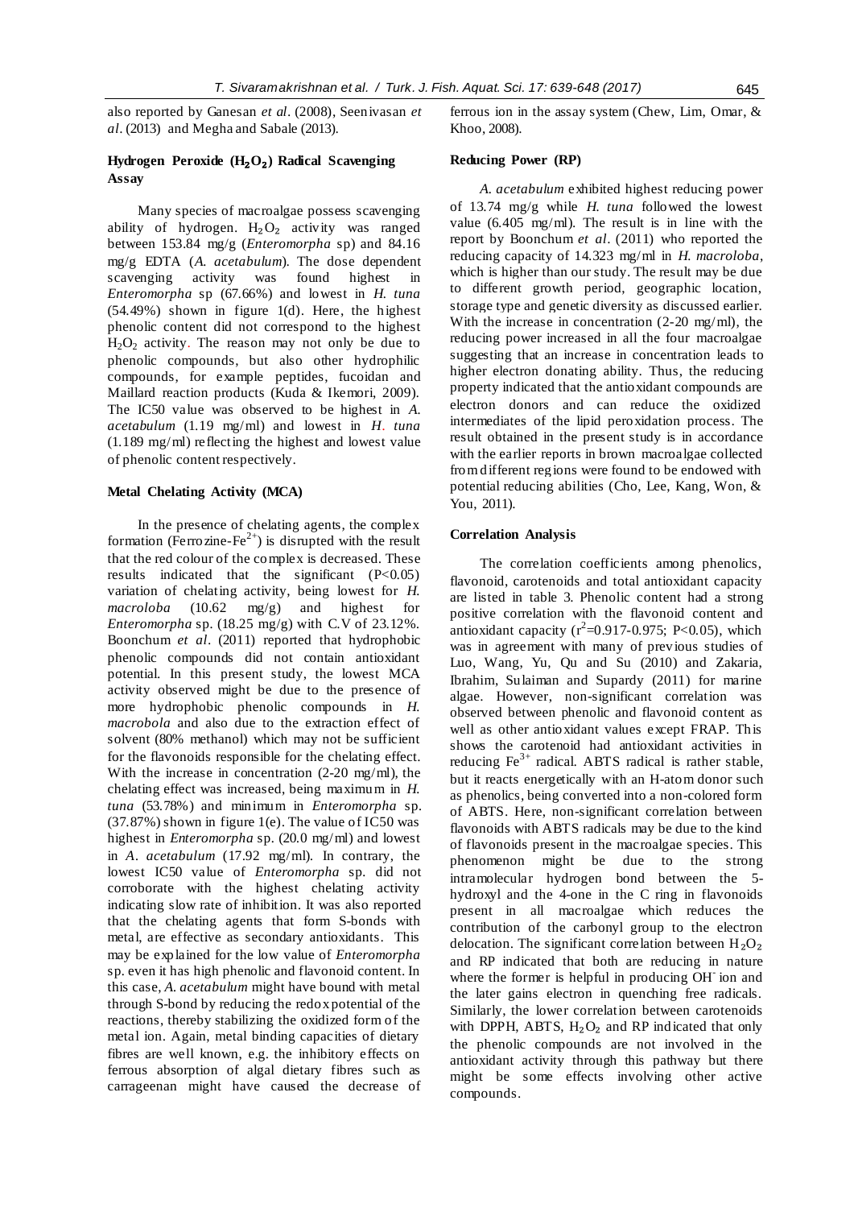also reported by Ganesan *et al*. (2008), Seenivasan *et al*. (2013) and Megha and Sabale (2013).

### Hydrogen Peroxide ($H_2O_2$) Radical Scavenging Assay

Many species of macroalgae possess scavenging ability of hydrogen. $H_2O_2$ activity was ranged between 153.84 mg/g (*Enteromorpha* sp) and 84.16 mg/g EDTA (*A. acetabulum*). The dose dependent scavenging activity was found highest in *Enteromorpha* sp (67.66%) and lowest in *H. tuna* (54.49%) shown in figure 1(d). Here, the highest phenolic content did not correspond to the highest $H_2O_2$ activity. The reason may not only be due to phenolic compounds, but also other hydrophilic compounds, for example peptides, fucoidan and Maillard reaction products (Kuda & Ikemori, 2009). The IC50 value was observed to be highest in *A. acetabulum* (1.19 mg/ml) and lowest in *H. tuna* (1.189 mg/ml) reflecting the highest and lowest value of phenolic content respectively.

### Metal Chelating Activity (MCA)

In the presence of chelating agents, the complex formation (Ferrozine-$Fe^{2+}$) is disrupted with the result that the red colour of the complex is decreased. These results indicated that the significant ($P<0.05$) variation of chelating activity, being lowest for *H. macroloba* (10.62 mg/g) and highest for *Enteromorpha* sp. (18.25 mg/g) with C.V of 23.12%. Boonchum *et al*. (2011) reported that hydrophobic phenolic compounds did not contain antioxidant potential. In this present study, the lowest MCA activity observed might be due to the presence of more hydrophobic phenolic compounds in *H. macrobola* and also due to the extraction effect of solvent (80% methanol) which may not be sufficient for the flavonoids responsible for the chelating effect. With the increase in concentration (2-20 mg/ml), the chelating effect was increased, being maximum in *H. tuna* (53.78%) and minimum in *Enteromorpha* sp. (37.87%) shown in figure 1(e). The value of IC50 was highest in *Enteromorpha* sp. (20.0 mg/ml) and lowest in *A. acetabulum* (17.92 mg/ml). In contrary, the lowest IC50 value of *Enteromorpha* sp. did not corroborate with the highest chelating activity indicating slow rate of inhibition. It was also reported that the chelating agents that form S-bonds with metal, are effective as secondary antioxidants. This may be explained for the low value of *Enteromorpha* sp. even it has high phenolic and flavonoid content. In this case, *A. acetabulum* might have bound with metal through S-bond by reducing the redox potential of the reactions, thereby stabilizing the oxidized form of the metal ion. Again, metal binding capacities of dietary fibres are well known, e.g. the inhibitory effects on ferrous absorption of algal dietary fibres such as carrageenan might have caused the decrease of ferrous ion in the assay system (Chew, Lim, Omar, & Khoo, 2008).

### Reducing Power (RP)

*A. acetabulum* exhibited highest reducing power of 13.74 mg/g while *H. tuna* followed the lowest value (6.405 mg/ml). The result is in line with the report by Boonchum *et al*. (2011) who reported the reducing capacity of 14.323 mg/ml in *H. macroloba*, which is higher than our study. The result may be due to different growth period, geographic location, storage type and genetic diversity as discussed earlier. With the increase in concentration (2-20 mg/ml), the reducing power increased in all the four macroalgae suggesting that an increase in concentration leads to higher electron donating ability. Thus, the reducing property indicated that the antioxidant compounds are electron donors and can reduce the oxidized intermediates of the lipid peroxidation process. The result obtained in the present study is in accordance with the earlier reports in brown macroalgae collected from different regions were found to be endowed with potential reducing abilities (Cho, Lee, Kang, Won, & You, 2011).

### Correlation Analysis

The correlation coefficients among phenolics, flavonoid, carotenoids and total antioxidant capacity are listed in table 3. Phenolic content had a strong positive correlation with the flavonoid content and antioxidant capacity ($r^2$=0.917-0.975; $P<0.05$), which was in agreement with many of previous studies of Luo, Wang, Yu, Qu and Su (2010) and Zakaria, Ibrahim, Sulaiman and Supardy (2011) for marine algae. However, non-significant correlation was observed between phenolic and flavonoid content as well as other antioxidant values except FRAP. This shows the carotenoid had antioxidant activities in reducing $Fe^{3+}$ radical. ABTS radical is rather stable, but it reacts energetically with an H-atom donor such as phenolics, being converted into a non-colored form of ABTS. Here, non-significant correlation between flavonoids with ABTS radicals may be due to the kind of flavonoids present in the macroalgae species. This phenomenon might be due to the strong intramolecular hydrogen bond between the 5-hydroxyl and the 4-one in the C ring in flavonoids present in all macroalgae which reduces the contribution of the carbonyl group to the electron delocation. The significant correlation between $H_2O_2$ and RP indicated that both are reducing in nature where the former is helpful in producing $OH^-$ ion and the later gains electron in quenching free radicals. Similarly, the lower correlation between carotenoids with DPPH, ABTS, $H_2O_2$ and RP indicated that only the phenolic compounds are not involved in the antioxidant activity through this pathway but there might be some effects involving other active compounds.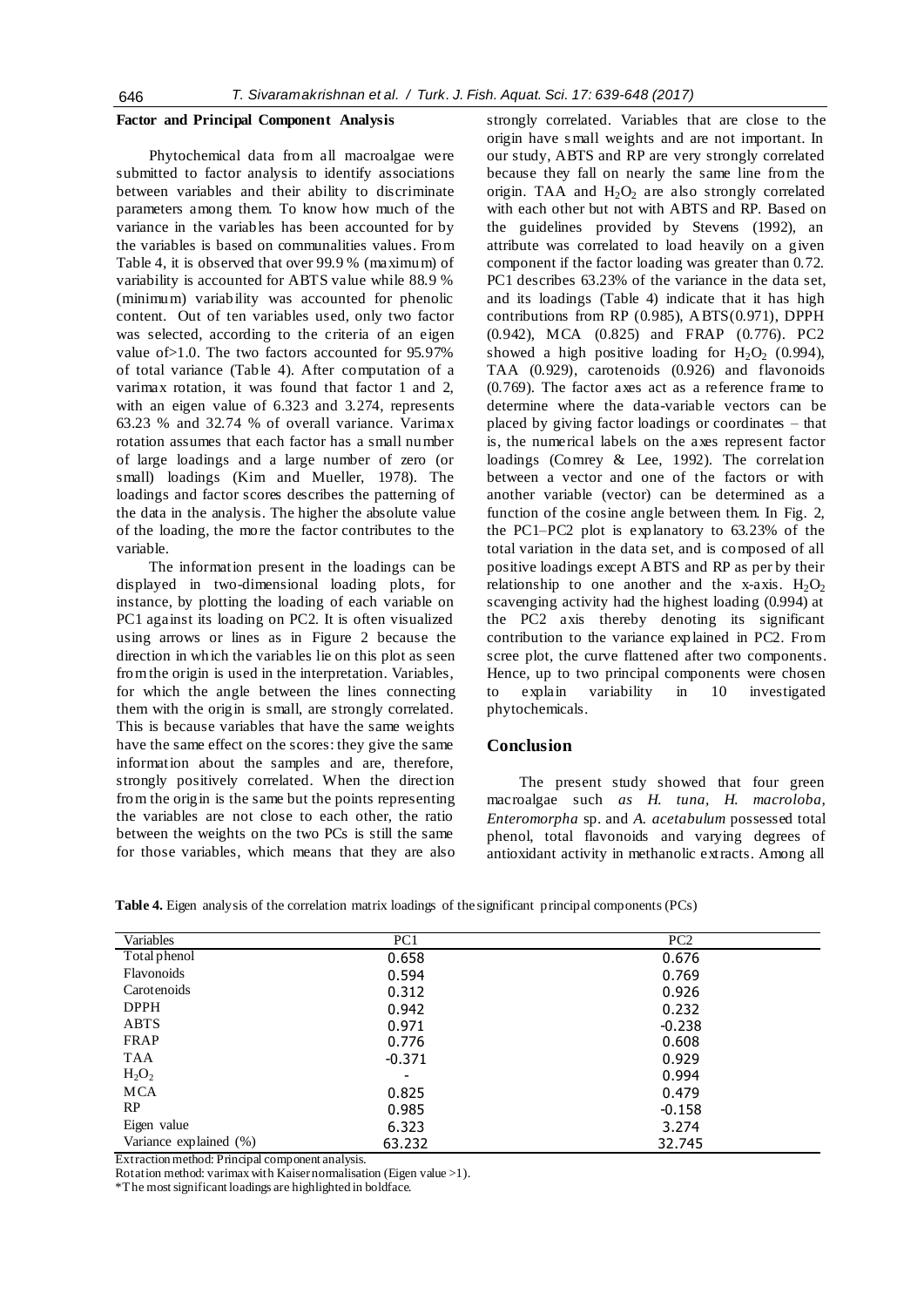### Factor and Principal Component Analysis

Phytochemical data from all macroalgae were submitted to factor analysis to identify associations between variables and their ability to discriminate parameters among them. To know how much of the variance in the variables has been accounted for by the variables is based on communalities values. From Table 4, it is observed that over 99.9 % (maximum) of variability is accounted for ABTS value while 88.9 % (minimum) variability was accounted for phenolic content. Out of ten variables used, only two factor was selected, according to the criteria of an eigen value of>1.0. The two factors accounted for 95.97% of total variance (Table 4). After computation of a varimax rotation, it was found that factor 1 and 2, with an eigen value of 6.323 and 3.274, represents 63.23 % and 32.74 % of overall variance. Varimax rotation assumes that each factor has a small number of large loadings and a large number of zero (or small) loadings (Kim and Mueller, 1978). The loadings and factor scores describes the patterning of the data in the analysis. The higher the absolute value of the loading, the more the factor contributes to the variable.

The information present in the loadings can be displayed in two-dimensional loading plots, for instance, by plotting the loading of each variable on PC1 against its loading on PC2. It is often visualized using arrows or lines as in Figure 2 because the direction in which the variables lie on this plot as seen from the origin is used in the interpretation. Variables, for which the angle between the lines connecting them with the origin is small, are strongly correlated. This is because variables that have the same weights have the same effect on the scores: they give the same information about the samples and are, therefore, strongly positively correlated. When the direction from the origin is the same but the points representing the variables are not close to each other, the ratio between the weights on the two PCs is still the same for those variables, which means that they are also strongly correlated. Variables that are close to the origin have small weights and are not important. In our study, ABTS and RP are very strongly correlated because they fall on nearly the same line from the origin. TAA and $H_2O_2$ are also strongly correlated with each other but not with ABTS and RP. Based on the guidelines provided by Stevens (1992), an attribute was correlated to load heavily on a given component if the factor loading was greater than 0.72. PC1 describes 63.23% of the variance in the data set, and its loadings (Table 4) indicate that it has high contributions from RP (0.985), ABTS(0.971), DPPH (0.942), MCA (0.825) and FRAP (0.776). PC2 showed a high positive loading for $H_2O_2$ (0.994), TAA (0.929), carotenoids (0.926) and flavonoids (0.769). The factor axes act as a reference frame to determine where the data-variable vectors can be placed by giving factor loadings or coordinates – that is, the numerical labels on the axes represent factor loadings (Comrey & Lee, 1992). The correlation between a vector and one of the factors or with another variable (vector) can be determined as a function of the cosine angle between them. In Fig. 2, the PC1–PC2 plot is explanatory to 63.23% of the total variation in the data set, and is composed of all positive loadings except ABTS and RP as per by their relationship to one another and the x-axis. $H_2O_2$ scavenging activity had the highest loading (0.994) at the PC2 axis thereby denoting its significant contribution to the variance explained in PC2. From scree plot, the curve flattened after two components. Hence, up to two principal components were chosen to explain variability in 10 investigated phytochemicals.

## Conclusion

The present study showed that four green macroalgae such *as H. tuna*, *H. macroloba*, *Enteromorpha* sp. and *A. acetabulum* possessed total phenol, total flavonoids and varying degrees of antioxidant activity in methanolic extracts. Among all

**Table 4.** Eigen analysis of the correlation matrix loadings of the significant principal components (PCs)

| Variables | PC1 | PC2 |
|---|---|---|
| Total phenol | 0.658 | 0.676 |
| Flavonoids | 0.594 | 0.769 |
| Carotenoids | 0.312 | 0.926 |
| DPPH | 0.942 | 0.232 |
| ABTS | 0.971 | -0.238 |
| FRAP | 0.776 | 0.608 |
| TAA | -0.371 | 0.929 |
| $H_2O_2$ | - | 0.994 |
| MCA | 0.825 | 0.479 |
| RP | 0.985 | -0.158 |
| Eigen value | 6.323 | 3.274 |
| Variance explained (%) | 63.232 | 32.745 |

Extraction method: Principal component analysis.
Rotation method: varimax with Kaiser normalisation (Eigen value >1).
*The most significant loadings are highlighted in boldface.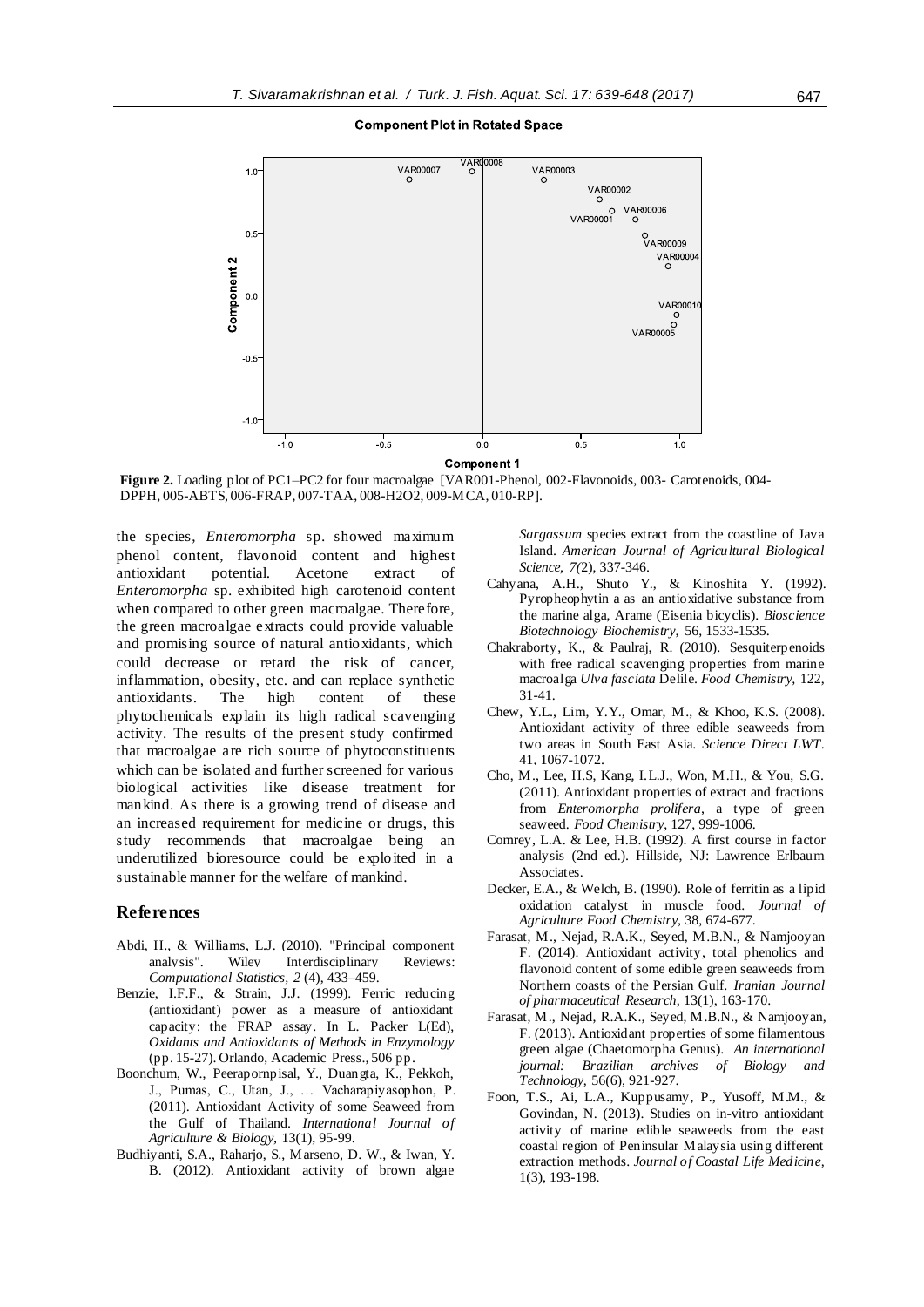**Figure 2.** Loading plot of PC1–PC2 for four macroalgae [VAR001-Phenol, 002-Flavonoids, 003- Carotenoids, 004-DPPH, 005-ABTS, 006-FRAP, 007-TAA, 008-H2O2, 009-MCA, 010-RP].

the species, *Enteromorpha* sp. showed maximum phenol content, flavonoid content and highest antioxidant potential. Acetone extract of *Enteromorpha* sp. exhibited high carotenoid content when compared to other green macroalgae. Therefore, the green macroalgae extracts could provide valuable and promising source of natural antioxidants, which could decrease or retard the risk of cancer, inflammation, obesity, etc. and can replace synthetic antioxidants. The high content of these phytochemicals explain its high radical scavenging activity. The results of the present study confirmed that macroalgae are rich source of phytoconstituents which can be isolated and further screened for various biological activities like disease treatment for mankind. As there is a growing trend of disease and an increased requirement for medicine or drugs, this study recommends that macroalgae being an underutilized bioresource could be exploited in a sustainable manner for the welfare of mankind.

## References

Abdi, H., & Williams, L.J. (2010). "Principal component analysis". Wiley Interdisciplinary Reviews: *Computational Statistics*, *2* (4), 433–459.

Benzie, I.F.F., & Strain, J.J. (1999). Ferric reducing (antioxidant) power as a measure of antioxidant capacity: the FRAP assay. In L. Packer L(Ed), *Oxidants and Antioxidants of Methods in Enzymology* (pp. 15-27). Orlando, Academic Press., 506 pp.

Boonchum, W., Peerapornpisal, Y., Duangta, K., Pekkoh, J., Pumas, C., Utan, J., … Vacharapiyasophon, P. (2011). Antioxidant Activity of some Seaweed from the Gulf of Thailand. *International Journal of Agriculture & Biology*, 13(1), 95-99.

Budhiyanti, S.A., Raharjo, S., Marseno, D. W., & Iwan, Y. B. (2012). Antioxidant activity of brown algae *Sargassum* species extract from the coastline of Java Island. *American Journal of Agricultural Biological Science*, *7*(2), 337-346.

Cahyana, A.H., Shuto Y., & Kinoshita Y. (1992). Pyropheophytin a as an antioxidative substance from the marine alga, Arame (Eisenia bicyclis). *Bioscience Biotechnology Biochemistry*, 56, 1533-1535.

Chakraborty, K., & Paulraj, R. (2010). Sesquiterpenoids with free radical scavenging properties from marine macroalga *Ulva fasciata* Delile. *Food Chemistry*, 122, 31-41.

Chew, Y.L., Lim, Y.Y., Omar, M., & Khoo, K.S. (2008). Antioxidant activity of three edible seaweeds from two areas in South East Asia. *Science Direct LWT*. 41, 1067-1072.

Cho, M., Lee, H.S, Kang, I.L.J., Won, M.H., & You, S.G. (2011). Antioxidant properties of extract and fractions from *Enteromorpha prolifera*, a type of green seaweed. *Food Chemistry*, 127, 999-1006.

Comrey, L.A. & Lee, H.B. (1992). A first course in factor analysis (2nd ed.). Hillside, NJ: Lawrence Erlbaum Associates.

Decker, E.A., & Welch, B. (1990). Role of ferritin as a lipid oxidation catalyst in muscle food. *Journal of Agriculture Food Chemistry*, 38, 674-677.

Farasat, M., Nejad, R.A.K., Seyed, M.B.N., & Namjooyan F. (2014). Antioxidant activity, total phenolics and flavonoid content of some edible green seaweeds from Northern coasts of the Persian Gulf. *Iranian Journal of pharmaceutical Research*, 13(1), 163-170.

Farasat, M., Nejad, R.A.K., Seyed, M.B.N., & Namjooyan, F. (2013). Antioxidant properties of some filamentous green algae (Chaetomorpha Genus). *An international journal: Brazilian archives of Biology and Technology*, 56(6), 921-927.

Foon, T.S., Ai, L.A., Kuppusamy, P., Yusoff, M.M., & Govindan, N. (2013). Studies on in-vitro antioxidant activity of marine edible seaweeds from the east coastal region of Peninsular Malaysia using different extraction methods. *Journal of Coastal Life Medicine*, 1(3), 193-198.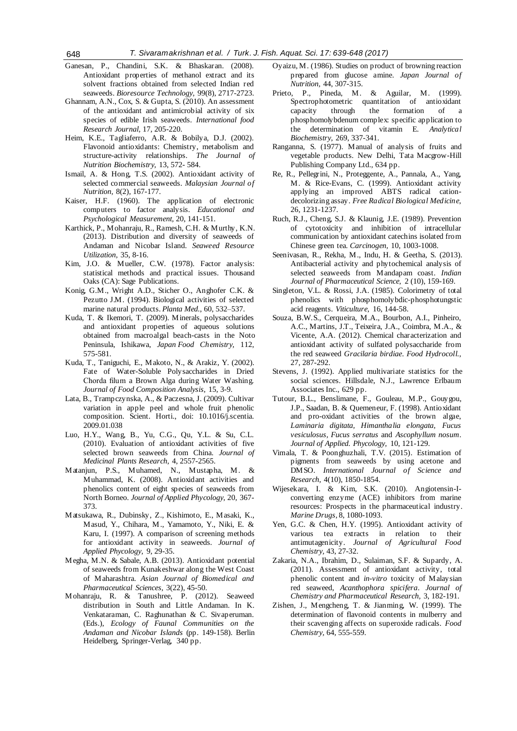Ganesan, P., Chandini, S.K. & Bhaskaran. (2008). Antioxidant properties of methanol extract and its solvent fractions obtained from selected Indian red seaweeds. *Bioresource Technology,* 99(8), 2717-2723.

Ghannam, A.N., Cox, S. & Gupta, S. (2010). An assessment of the antioxidant and antimicrobial activity of six species of edible Irish seaweeds. *International food Research Journal*, 17, 205-220.

Heim, K.E., Tagliaferro, A.R. & Bobilya, D.J. (2002). Flavonoid antioxidants: Chemistry, metabolism and structure-activity relationships. *The Journal of Nutrition Biochemistry*, 13, 572- 584.

Ismail, A. & Hong, T.S. (2002). Antioxidant activity of selected commercial seaweeds. *Malaysian Journal of Nutrition*, 8(2), 167-177.

Kaiser, H.F. (1960). The application of electronic computers to factor analysis. *Educational and Psychological Measurement*, 20, 141-151.

Karthick, P., Mohanraju, R., Ramesh, C.H. & Murthy, K.N. (2013). Distribution and diversity of seaweeds of Andaman and Nicobar Island. *Seaweed Resource Utilization*, 35, 8-16.

Kim, J.O. & Mueller, C.W. (1978). Factor analysis: statistical methods and practical issues. Thousand Oaks (CA): Sage Publications.

Konig, G.M., Wright A.D., Sticher O., Anghofer C.K. & Pezutto J.M. (1994). Biological activities of selected marine natural products. *Planta Med.*, 60, 532–537.

Kuda, T. & Ikemori, T. (2009). Minerals, polysaccharides and antioxidant properties of aqueous solutions obtained from macroalgal beach-casts in the Noto Peninsula, Ishikawa, *Japan Food Chemistry,* 112, 575-581.

Kuda, T., Taniguchi, E., Makoto, N., & Arakiz, Y. (2002). Fate of Water-Soluble Polysaccharides in Dried Chorda filum a Brown Alga during Water Washing. *Journal of Food Composition Analysis,* 15, 3-9.

Lata, B., Trampczynska, A., & Paczesna, J. (2009). Cultivar variation in apple peel and whole fruit phenolic composition. Scient. Horti., doi: 10.1016/j.scentia. 2009.01.038

Luo, H.Y., Wang, B., Yu, C.G., Qu, Y.L. & Su, C.L. (2010). Evaluation of antioxidant activities of five selected brown seaweeds from China. *Journal of Medicinal Plants Research*, 4, 2557-2565.

Matanjun, P.S., Muhamed, N., Mustapha, M. & Muhammad, K. (2008). Antioxidant activities and phenolics content of eight species of seaweeds from North Borneo. *Journal of Applied Phycology,* 20, 367-373.

Matsukawa, R., Dubinsky, Z., Kishimoto, E., Masaki, K., Masud, Y., Chihara, M., Yamamoto, Y., Niki, E. & Karu, I. (1997). A comparison of screening methods for antioxidant activity in seaweeds. *Journal of Applied Phycology*, 9, 29-35.

Megha, M.N. & Sabale, A.B. (2013). Antioxidant potential of seaweeds from Kunakeshwar along the West Coast of Maharashtra. *Asian Journal of Biomedical and Pharmaceutical Sciences,* 3(22), 45-50.

Mohanraju, R. & Tanushree, P. (2012). Seaweed distribution in South and Little Andaman. In K. Venkataraman, C. Raghunathan & C. Sivaperuman. (Eds.), *Ecology of Faunal Communities on the Andaman and Nicobar Islands* (pp. 149-158). Berlin Heidelberg, Springer-Verlag, 340 pp.

Oyaizu, M. (1986). Studies on product of browning reaction prepared from glucose amine. *Japan Journal of Nutrition,* 44, 307-315.

Prieto, P., Pineda, M. & Aguilar, M. (1999). Spectrophotometric quantitation of antioxidant capacity through the formation of a phosphomolybdenum complex: specific application to the determination of vitamin E. *Analytical Biochemistry*, 269, 337-341.

Ranganna, S. (1977). Manual of analysis of fruits and vegetable products. New Delhi, Tata Macgrow-Hill Publishing Company Ltd., 634 pp.

Re, R., Pellegrini, N., Proteggente, A., Pannala, A., Yang, M. & Rice-Evans, C. (1999). Antioxidant activity applying an improved ABTS radical cation-decolorizing assay. *Free Radical Biological Medicine,* 26, 1231-1237.

Ruch, R.J., Cheng, S.J. & Klaunig, J.E. (1989). Prevention of cytotoxicity and inhibition of intracellular communication by antioxidant catechins isolated from Chinese green tea. *Carcinogen,* 10, 1003-1008.

Seenivasan, R., Rekha, M., Indu, H. & Geetha, S. (2013). Antibacterial activity and phytochemical analysis of selected seaweeds from Mandapam coast. *Indian Journal of Pharmaceutical Science,* 2 (10), 159-169.

Singleton, V.L. & Rossi, J.A. (1985). Colorimetry of total phenolics with phosphomolybdic-phosphotungstic acid reagents. *Viticulture,* 16, 144-58.

Souza, B.W.S., Cerqueira, M.A., Bourbon, A.I., Pinheiro, A.C., Martins, J.T., Teixeira, J.A., Coimbra, M.A., & Vicente, A.A. (2012). Chemical characterization and antioxidant activity of sulfated polysaccharide from the red seaweed *Gracilaria birdiae*. *Food Hydrocoll.,* 27, 287-292.

Stevens, J. (1992). Applied multivariate statistics for the social sciences. Hillsdale, N.J., Lawrence Erlbaum Associates Inc., 629 pp.

Tutour, B.L., Benslimane, F., Gouleau, M.P., Gouygou, J.P., Saadan, B. & Quemeneur, F. (1998). Antioxidant and pro-oxidant activities of the brown algae, *Laminaria digitata, Himanthalia elongata, Fucus vesiculosus, Fucus serratus* and *Ascophyllum nosum*. *Journal of Applied. Phycology,* 10, 121-129.

Vimala, T. & Poonghuzhali, T.V. (2015). Estimation of pigments from seaweeds by using acetone and DMSO. *International Journal of Science and Research,* 4(10), 1850-1854.

Wijesekara, I. & Kim, S.K. (2010). Angiotensin-I-converting enzyme (ACE) inhibitors from marine resources: Prospects in the pharmaceutical industry. *Marine Drugs,* 8, 1080-1093.

Yen, G.C. & Chen, H.Y. (1995). Antioxidant activity of various tea extracts in relation to their antimutagenicity. *Journal of Agricultural Food Chemistry,* 43, 27-32.

Zakaria, N.A., Ibrahim, D., Sulaiman, S.F. & Supardy, A. (2011). Assessment of antioxidant activity, total phenolic content and *in-vitro* toxicity of Malaysian red seaweed, *Acanthophora spicifera*. *Journal of Chemistry and Pharmaceutical Research,* 3, 182-191.

Zishen, J., Mengcheng, T. & Jianming, W. (1999). The determination of flavonoid contents in mulberry and their scavenging affects on superoxide radicals. *Food Chemistry,* 64, 555-559.